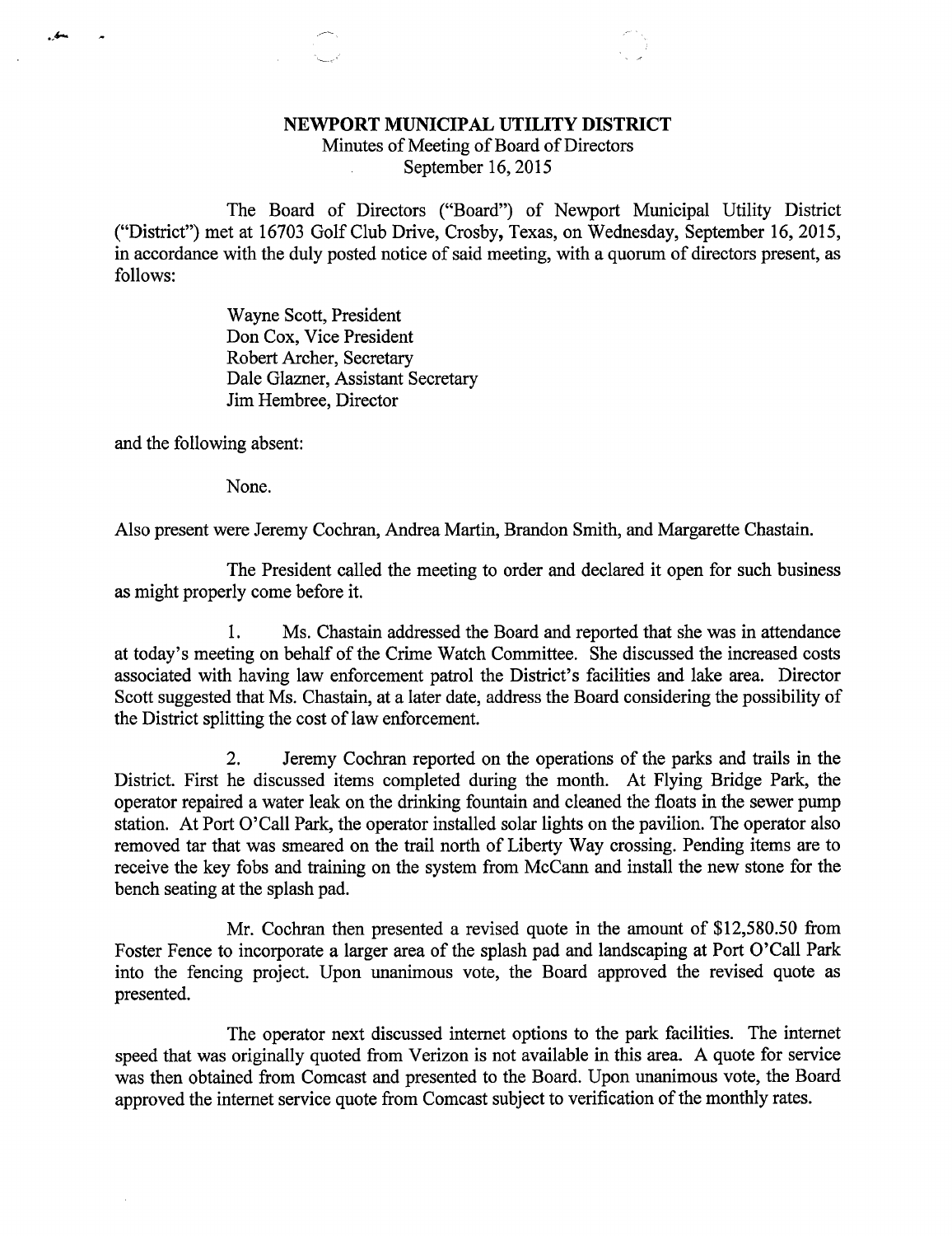**NEWPORT MUNICIPAL UTILITY DISTRICT**

Minutes of Meeting of Board of Directors

September 16, 2015

The Board of Directors ("Board") of Newport Municipal Utility District ("District") met at 16703 Golf Club Drive, Crosby, Texas, on Wednesday, September 16, 2015, in accordance with the duly posted notice of said meeting, with a quorum of directors present, as follows:

Wayne Scott, President
Don Cox, Vice President
Robert Archer, Secretary
Dale Glazner, Assistant Secretary
Jim Hembree, Director

and the following absent:

None.

Also present were Jeremy Cochran, Andrea Martin, Brandon Smith, and Margarette Chastain.

The President called the meeting to order and declared it open for such business as might properly come before it.

1. Ms. Chastain addressed the Board and reported that she was in attendance at today's meeting on behalf of the Crime Watch Committee. She discussed the increased costs associated with having law enforcement patrol the District's facilities and lake area. Director Scott suggested that Ms. Chastain, at a later date, address the Board considering the possibility of the District splitting the cost of law enforcement.

2. Jeremy Cochran reported on the operations of the parks and trails in the District. First he discussed items completed during the month. At Flying Bridge Park, the operator repaired a water leak on the drinking fountain and cleaned the floats in the sewer pump station. At Port O'Call Park, the operator installed solar lights on the pavilion. The operator also removed tar that was smeared on the trail north of Liberty Way crossing. Pending items are to receive the key fobs and training on the system from McCann and install the new stone for the bench seating at the splash pad.

Mr. Cochran then presented a revised quote in the amount of $12,580.50 from Foster Fence to incorporate a larger area of the splash pad and landscaping at Port O'Call Park into the fencing project. Upon unanimous vote, the Board approved the revised quote as presented.

The operator next discussed internet options to the park facilities. The internet speed that was originally quoted from Verizon is not available in this area. A quote for service was then obtained from Comcast and presented to the Board. Upon unanimous vote, the Board approved the internet service quote from Comcast subject to verification of the monthly rates.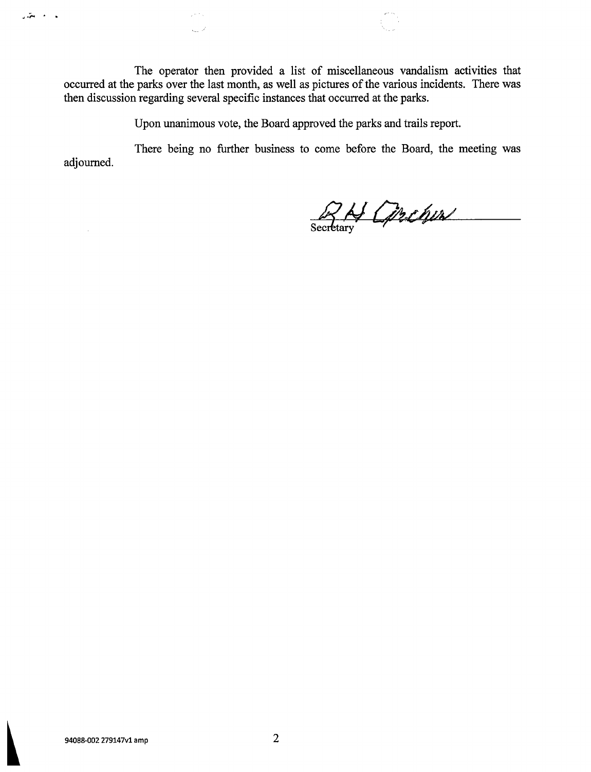The operator then provided a list of miscellaneous vandalism activities that occurred at the parks over the last month, as well as pictures of the various incidents. There was then discussion regarding several specific instances that occurred at the parks.

Upon unanimous vote, the Board approved the parks and trails report.

There being no further business to come before the Board, the meeting was adjourned.

Secretary

94088-002 279147v1 amp